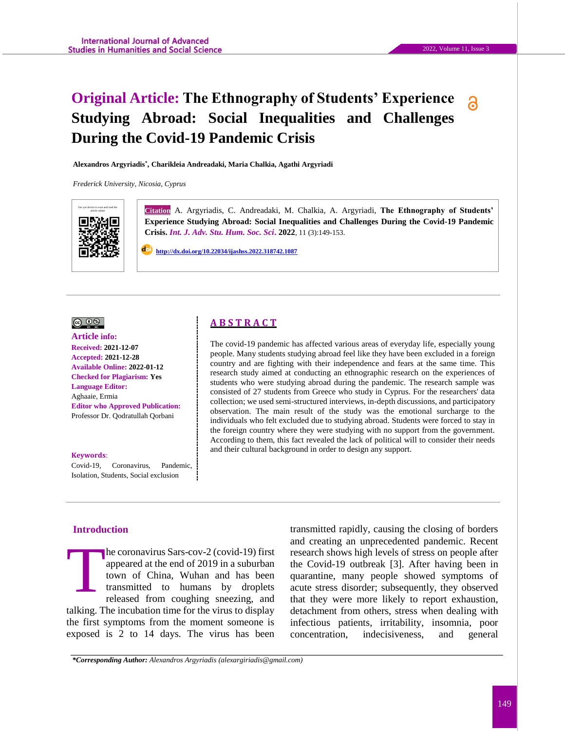# Original Article: The Ethnography of Students' Experience Studying Abroad: Social Inequalities and Challenges During the Covid-19 Pandemic Crisis

**Alexandros Argyriadis*, Charikleia Andreadaki, Maria Chalkia, Agathi Argyriadi**

*Frederick University, Nicosia, Cyprus*

**Citation** A. Argyriadis, C. Andreadaki, M. Chalkia, A. Argyriadi, **The Ethnography of Students' Experience Studying Abroad: Social Inequalities and Challenges During the Covid-19 Pandemic Crisis.** ***Int. J. Adv. Stu. Hum. Soc. Sci*****. 2022**, 11 (3):149-153.

**http://dx.doi.org/10.22034/ijashss.2022.318742.1087**

**Article info:**
**Received:** 2021-12-07
**Accepted:** 2021-12-28
**Available Online:** 2022-01-12
**Checked for Plagiarism:** Yes
**Language Editor:** Aghaaie, Ermia
**Editor who Approved Publication:** Professor Dr. Qodratullah Qorbani

**Keywords**: Covid-19, Coronavirus, Pandemic, Isolation, Students, Social exclusion

## ABSTRACT

The covid-19 pandemic has affected various areas of everyday life, especially young people. Many students studying abroad feel like they have been excluded in a foreign country and are fighting with their independence and fears at the same time. This research study aimed at conducting an ethnographic research on the experiences of students who were studying abroad during the pandemic. The research sample was consisted of 27 students from Greece who study in Cyprus. For the researchers' data collection; we used semi-structured interviews, in-depth discussions, and participatory observation. The main result of the study was the emotional surcharge to the individuals who felt excluded due to studying abroad. Students were forced to stay in the foreign country where they were studying with no support from the government. According to them, this fact revealed the lack of political will to consider their needs and their cultural background in order to design any support.

## Introduction

The coronavirus Sars-cov-2 (covid-19) first appeared at the end of 2019 in a suburban town of China, Wuhan and has been transmitted to humans by droplets released from coughing sneezing, and talking. The incubation time for the virus to display the first symptoms from the moment someone is exposed is 2 to 14 days. The virus has been transmitted rapidly, causing the closing of borders and creating an unprecedented pandemic. Recent research shows high levels of stress on people after the Covid-19 outbreak [3]. After having been in quarantine, many people showed symptoms of acute stress disorder; subsequently, they observed that they were more likely to report exhaustion, detachment from others, stress when dealing with infectious patients, irritability, insomnia, poor concentration, indecisiveness, and general

***Corresponding Author:** *Alexandros Argyriadis (alexargiriadis@gmail.com)*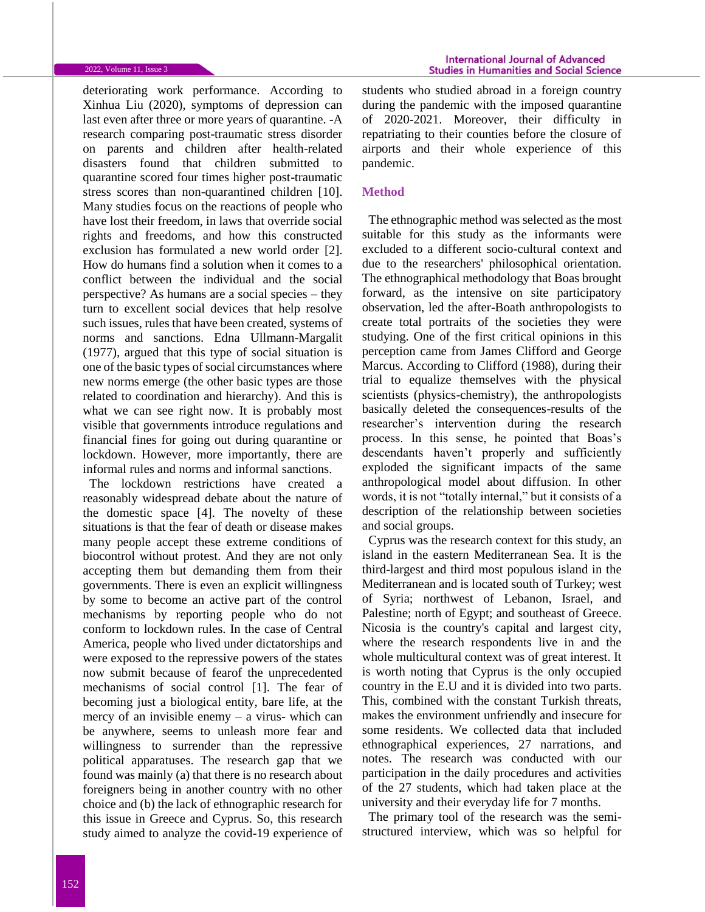deteriorating work performance. According to Xinhua Liu (2020), symptoms of depression can last even after three or more years of quarantine. -A research comparing post-traumatic stress disorder on parents and children after health-related disasters found that children submitted to quarantine scored four times higher post-traumatic stress scores than non-quarantined children [10]. Many studies focus on the reactions of people who have lost their freedom, in laws that override social rights and freedoms, and how this constructed exclusion has formulated a new world order [2]. How do humans find a solution when it comes to a conflict between the individual and the social perspective? As humans are a social species – they turn to excellent social devices that help resolve such issues, rules that have been created, systems of norms and sanctions. Edna Ullmann-Margalit (1977), argued that this type of social situation is one of the basic types of social circumstances where new norms emerge (the other basic types are those related to coordination and hierarchy). And this is what we can see right now. It is probably most visible that governments introduce regulations and financial fines for going out during quarantine or lockdown. However, more importantly, there are informal rules and norms and informal sanctions.

The lockdown restrictions have created a reasonably widespread debate about the nature of the domestic space [4]. The novelty of these situations is that the fear of death or disease makes many people accept these extreme conditions of biocontrol without protest. And they are not only accepting them but demanding them from their governments. There is even an explicit willingness by some to become an active part of the control mechanisms by reporting people who do not conform to lockdown rules. In the case of Central America, people who lived under dictatorships and were exposed to the repressive powers of the states now submit because of fearof the unprecedented mechanisms of social control [1]. The fear of becoming just a biological entity, bare life, at the mercy of an invisible enemy – a virus- which can be anywhere, seems to unleash more fear and willingness to surrender than the repressive political apparatuses. The research gap that we found was mainly (a) that there is no research about foreigners being in another country with no other choice and (b) the lack of ethnographic research for this issue in Greece and Cyprus. So, this research study aimed to analyze the covid-19 experience of students who studied abroad in a foreign country during the pandemic with the imposed quarantine of 2020-2021. Moreover, their difficulty in repatriating to their counties before the closure of airports and their whole experience of this pandemic.

## Method

The ethnographic method was selected as the most suitable for this study as the informants were excluded to a different socio-cultural context and due to the researchers' philosophical orientation. The ethnographical methodology that Boas brought forward, as the intensive on site participatory observation, led the after-Boath anthropologists to create total portraits of the societies they were studying. One of the first critical opinions in this perception came from James Clifford and George Marcus. According to Clifford (1988), during their trial to equalize themselves with the physical scientists (physics-chemistry), the anthropologists basically deleted the consequences-results of the researcher's intervention during the research process. In this sense, he pointed that Boas's descendants haven't properly and sufficiently exploded the significant impacts of the same anthropological model about diffusion. In other words, it is not "totally internal," but it consists of a description of the relationship between societies and social groups.

Cyprus was the research context for this study, an island in the eastern Mediterranean Sea. It is the third-largest and third most populous island in the Mediterranean and is located south of Turkey; west of Syria; northwest of Lebanon, Israel, and Palestine; north of Egypt; and southeast of Greece. Nicosia is the country's capital and largest city, where the research respondents live in and the whole multicultural context was of great interest. It is worth noting that Cyprus is the only occupied country in the E.U and it is divided into two parts. This, combined with the constant Turkish threats, makes the environment unfriendly and insecure for some residents. We collected data that included ethnographical experiences, 27 narrations, and notes. The research was conducted with our participation in the daily procedures and activities of the 27 students, which had taken place at the university and their everyday life for 7 months.

The primary tool of the research was the semi-structured interview, which was so helpful for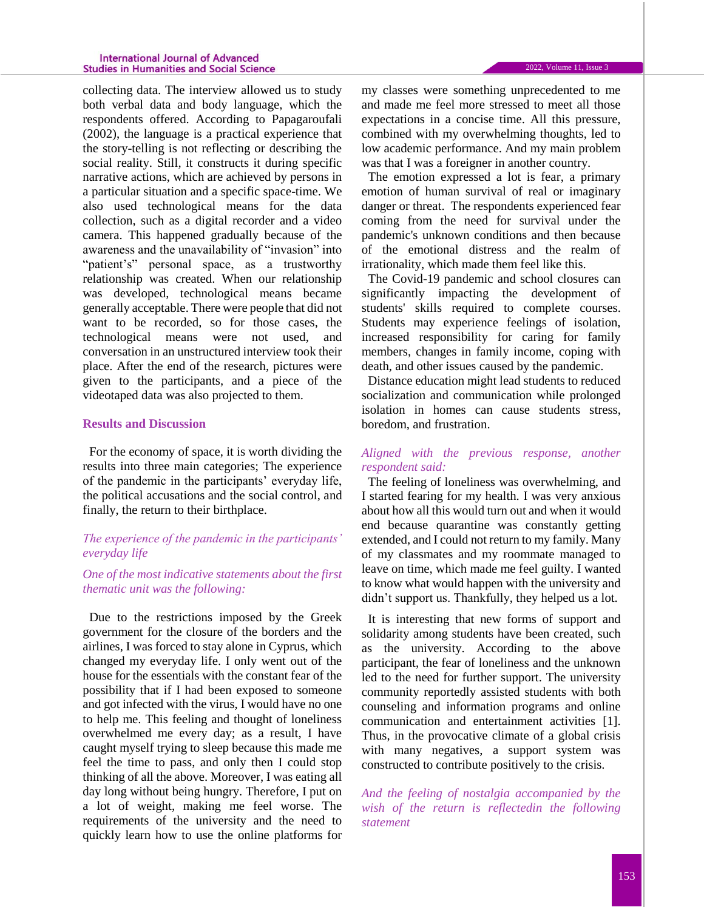collecting data. The interview allowed us to study both verbal data and body language, which the respondents offered. According to Papagaroufali (2002), the language is a practical experience that the story-telling is not reflecting or describing the social reality. Still, it constructs it during specific narrative actions, which are achieved by persons in a particular situation and a specific space-time. We also used technological means for the data collection, such as a digital recorder and a video camera. This happened gradually because of the awareness and the unavailability of "invasion" into "patient's" personal space, as a trustworthy relationship was created. When our relationship was developed, technological means became generally acceptable. There were people that did not want to be recorded, so for those cases, the technological means were not used, and conversation in an unstructured interview took their place. After the end of the research, pictures were given to the participants, and a piece of the videotaped data was also projected to them.

## Results and Discussion

For the economy of space, it is worth dividing the results into three main categories; The experience of the pandemic in the participants' everyday life, the political accusations and the social control, and finally, the return to their birthplace.

### *The experience of the pandemic in the participants' everyday life*

*One of the most indicative statements about the first thematic unit was the following:*

Due to the restrictions imposed by the Greek government for the closure of the borders and the airlines, I was forced to stay alone in Cyprus, which changed my everyday life. I only went out of the house for the essentials with the constant fear of the possibility that if I had been exposed to someone and got infected with the virus, I would have no one to help me. This feeling and thought of loneliness overwhelmed me every day; as a result, I have caught myself trying to sleep because this made me feel the time to pass, and only then I could stop thinking of all the above. Moreover, I was eating all day long without being hungry. Therefore, I put on a lot of weight, making me feel worse. The requirements of the university and the need to quickly learn how to use the online platforms for my classes were something unprecedented to me and made me feel more stressed to meet all those expectations in a concise time. All this pressure, combined with my overwhelming thoughts, led to low academic performance. And my main problem was that I was a foreigner in another country.

The emotion expressed a lot is fear, a primary emotion of human survival of real or imaginary danger or threat. The respondents experienced fear coming from the need for survival under the pandemic's unknown conditions and then because of the emotional distress and the realm of irrationality, which made them feel like this.

The Covid-19 pandemic and school closures can significantly impacting the development of students' skills required to complete courses. Students may experience feelings of isolation, increased responsibility for caring for family members, changes in family income, coping with death, and other issues caused by the pandemic.

Distance education might lead students to reduced socialization and communication while prolonged isolation in homes can cause students stress, boredom, and frustration.

*Aligned with the previous response, another respondent said:*

The feeling of loneliness was overwhelming, and I started fearing for my health. I was very anxious about how all this would turn out and when it would end because quarantine was constantly getting extended, and I could not return to my family. Many of my classmates and my roommate managed to leave on time, which made me feel guilty. I wanted to know what would happen with the university and didn't support us. Thankfully, they helped us a lot.

It is interesting that new forms of support and solidarity among students have been created, such as the university. According to the above participant, the fear of loneliness and the unknown led to the need for further support. The university community reportedly assisted students with both counseling and information programs and online communication and entertainment activities [1]. Thus, in the provocative climate of a global crisis with many negatives, a support system was constructed to contribute positively to the crisis.

*And the feeling of nostalgia accompanied by the wish of the return is reflectedin the following statement*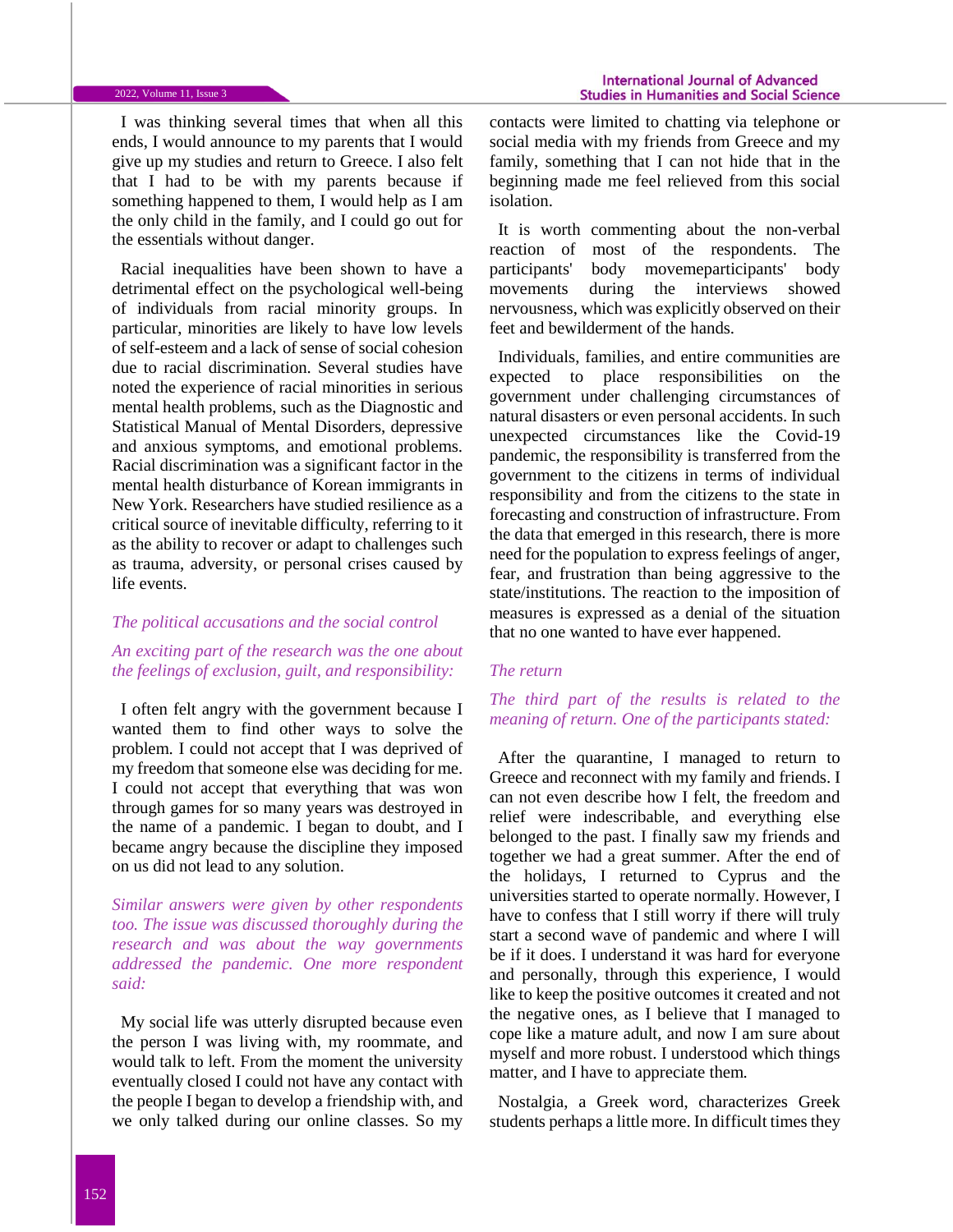I was thinking several times that when all this ends, I would announce to my parents that I would give up my studies and return to Greece. I also felt that I had to be with my parents because if something happened to them, I would help as I am the only child in the family, and I could go out for the essentials without danger.

Racial inequalities have been shown to have a detrimental effect on the psychological well-being of individuals from racial minority groups. In particular, minorities are likely to have low levels of self-esteem and a lack of sense of social cohesion due to racial discrimination. Several studies have noted the experience of racial minorities in serious mental health problems, such as the Diagnostic and Statistical Manual of Mental Disorders, depressive and anxious symptoms, and emotional problems. Racial discrimination was a significant factor in the mental health disturbance of Korean immigrants in New York. Researchers have studied resilience as a critical source of inevitable difficulty, referring to it as the ability to recover or adapt to challenges such as trauma, adversity, or personal crises caused by life events.

*The political accusations and the social control*

*An exciting part of the research was the one about the feelings of exclusion, guilt, and responsibility:*

I often felt angry with the government because I wanted them to find other ways to solve the problem. I could not accept that I was deprived of my freedom that someone else was deciding for me. I could not accept that everything that was won through games for so many years was destroyed in the name of a pandemic. I began to doubt, and I became angry because the discipline they imposed on us did not lead to any solution.

*Similar answers were given by other respondents too. The issue was discussed thoroughly during the research and was about the way governments addressed the pandemic. One more respondent said:*

My social life was utterly disrupted because even the person I was living with, my roommate, and would talk to left. From the moment the university eventually closed I could not have any contact with the people I began to develop a friendship with, and we only talked during our online classes. So my contacts were limited to chatting via telephone or social media with my friends from Greece and my family, something that I can not hide that in the beginning made me feel relieved from this social isolation.

It is worth commenting about the non-verbal reaction of most of the respondents. The participants' body movemeparticipants' body movements during the interviews showed nervousness, which was explicitly observed on their feet and bewilderment of the hands.

Individuals, families, and entire communities are expected to place responsibilities on the government under challenging circumstances of natural disasters or even personal accidents. In such unexpected circumstances like the Covid-19 pandemic, the responsibility is transferred from the government to the citizens in terms of individual responsibility and from the citizens to the state in forecasting and construction of infrastructure. From the data that emerged in this research, there is more need for the population to express feelings of anger, fear, and frustration than being aggressive to the state/institutions. The reaction to the imposition of measures is expressed as a denial of the situation that no one wanted to have ever happened.

*The return*

*The third part of the results is related to the meaning of return. One of the participants stated:*

After the quarantine, I managed to return to Greece and reconnect with my family and friends. I can not even describe how I felt, the freedom and relief were indescribable, and everything else belonged to the past. I finally saw my friends and together we had a great summer. After the end of the holidays, I returned to Cyprus and the universities started to operate normally. However, I have to confess that I still worry if there will truly start a second wave of pandemic and where I will be if it does. I understand it was hard for everyone and personally, through this experience, I would like to keep the positive outcomes it created and not the negative ones, as I believe that I managed to cope like a mature adult, and now I am sure about myself and more robust. I understood which things matter, and I have to appreciate them.

Nostalgia, a Greek word, characterizes Greek students perhaps a little more. In difficult times they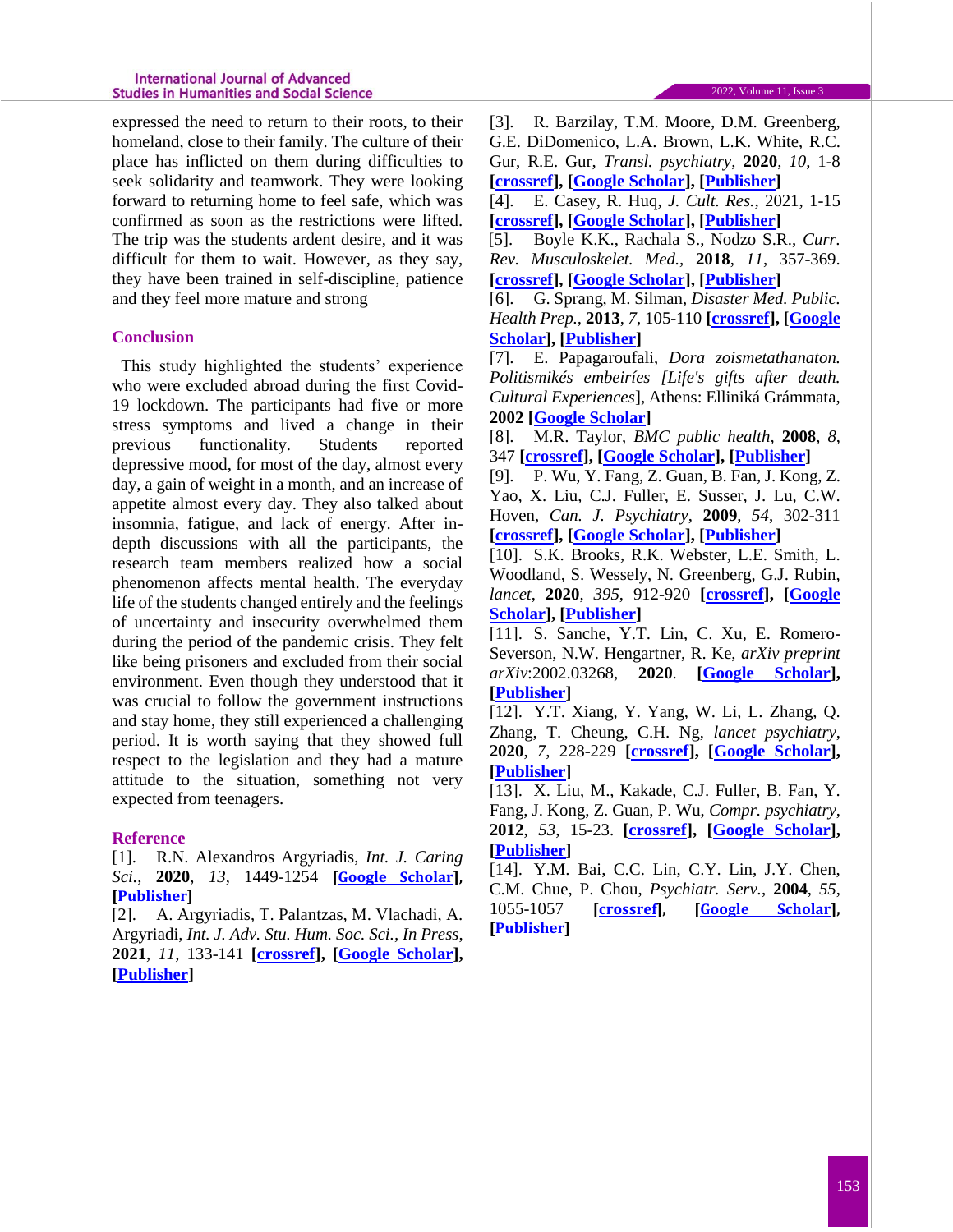expressed the need to return to their roots, to their homeland, close to their family. The culture of their place has inflicted on them during difficulties to seek solidarity and teamwork. They were looking forward to returning home to feel safe, which was confirmed as soon as the restrictions were lifted. The trip was the students ardent desire, and it was difficult for them to wait. However, as they say, they have been trained in self-discipline, patience and they feel more mature and strong

## Conclusion

This study highlighted the students' experience who were excluded abroad during the first Covid-19 lockdown. The participants had five or more stress symptoms and lived a change in their previous functionality. Students reported depressive mood, for most of the day, almost every day, a gain of weight in a month, and an increase of appetite almost every day. They also talked about insomnia, fatigue, and lack of energy. After in-depth discussions with all the participants, the research team members realized how a social phenomenon affects mental health. The everyday life of the students changed entirely and the feelings of uncertainty and insecurity overwhelmed them during the period of the pandemic crisis. They felt like being prisoners and excluded from their social environment. Even though they understood that it was crucial to follow the government instructions and stay home, they still experienced a challenging period. It is worth saying that they showed full respect to the legislation and they had a mature attitude to the situation, something not very expected from teenagers.

## Reference

[1]. R.N. Alexandros Argyriadis, *Int. J. Caring Sci.*, **2020**, *13*, 1449-1254 **[Google Scholar], [Publisher]**

[2]. A. Argyriadis, T. Palantzas, M. Vlachadi, A. Argyriadi, *Int. J. Adv. Stu. Hum. Soc. Sci.*, *In Press*, **2021**, *11*, 133-141 **[crossref], [Google Scholar], [Publisher]**

[3]. R. Barzilay, T.M. Moore, D.M. Greenberg, G.E. DiDomenico, L.A. Brown, L.K. White, R.C. Gur, R.E. Gur, *Transl. psychiatry*, **2020**, *10*, 1-8 **[crossref], [Google Scholar], [Publisher]**

[4]. E. Casey, R. Huq, *J. Cult. Res.*, 2021, 1-15 **[crossref], [Google Scholar], [Publisher]**

[5]. Boyle K.K., Rachala S., Nodzo S.R., *Curr. Rev. Musculoskelet. Med.*, **2018**, *11*, 357-369. **[crossref], [Google Scholar], [Publisher]**

[6]. G. Sprang, M. Silman, *Disaster Med. Public. Health Prep.*, **2013**, *7*, 105-110 **[crossref], [Google Scholar], [Publisher]**

[7]. E. Papagaroufali, *Dora zoismetathanaton. Politismikés embeiríes [Life's gifts after death. Cultural Experiences]*, Athens: Elliniká Grámmata, **2002 [Google Scholar]**

[8]. M.R. Taylor, *BMC public health*, **2008**, *8*, 347 **[crossref], [Google Scholar], [Publisher]**

[9]. P. Wu, Y. Fang, Z. Guan, B. Fan, J. Kong, Z. Yao, X. Liu, C.J. Fuller, E. Susser, J. Lu, C.W. Hoven, *Can. J. Psychiatry*, **2009**, *54*, 302-311 **[crossref], [Google Scholar], [Publisher]**

[10]. S.K. Brooks, R.K. Webster, L.E. Smith, L. Woodland, S. Wessely, N. Greenberg, G.J. Rubin, *lancet*, **2020**, *395*, 912-920 **[crossref], [Google Scholar], [Publisher]**

[11]. S. Sanche, Y.T. Lin, C. Xu, E. Romero-Severson, N.W. Hengartner, R. Ke, *arXiv preprint arXiv*:2002.03268, **2020**. **[Google Scholar], [Publisher]**

[12]. Y.T. Xiang, Y. Yang, W. Li, L. Zhang, Q. Zhang, T. Cheung, C.H. Ng, *lancet psychiatry*, **2020**, *7*, 228-229 **[crossref], [Google Scholar], [Publisher]**

[13]. X. Liu, M., Kakade, C.J. Fuller, B. Fan, Y. Fang, J. Kong, Z. Guan, P. Wu, *Compr. psychiatry*, **2012**, *53*, 15-23. **[crossref], [Google Scholar], [Publisher]**

[14]. Y.M. Bai, C.C. Lin, C.Y. Lin, J.Y. Chen, C.M. Chue, P. Chou, *Psychiatr. Serv.*, **2004**, *55*, 1055-1057 **[crossref], [Google Scholar], [Publisher]**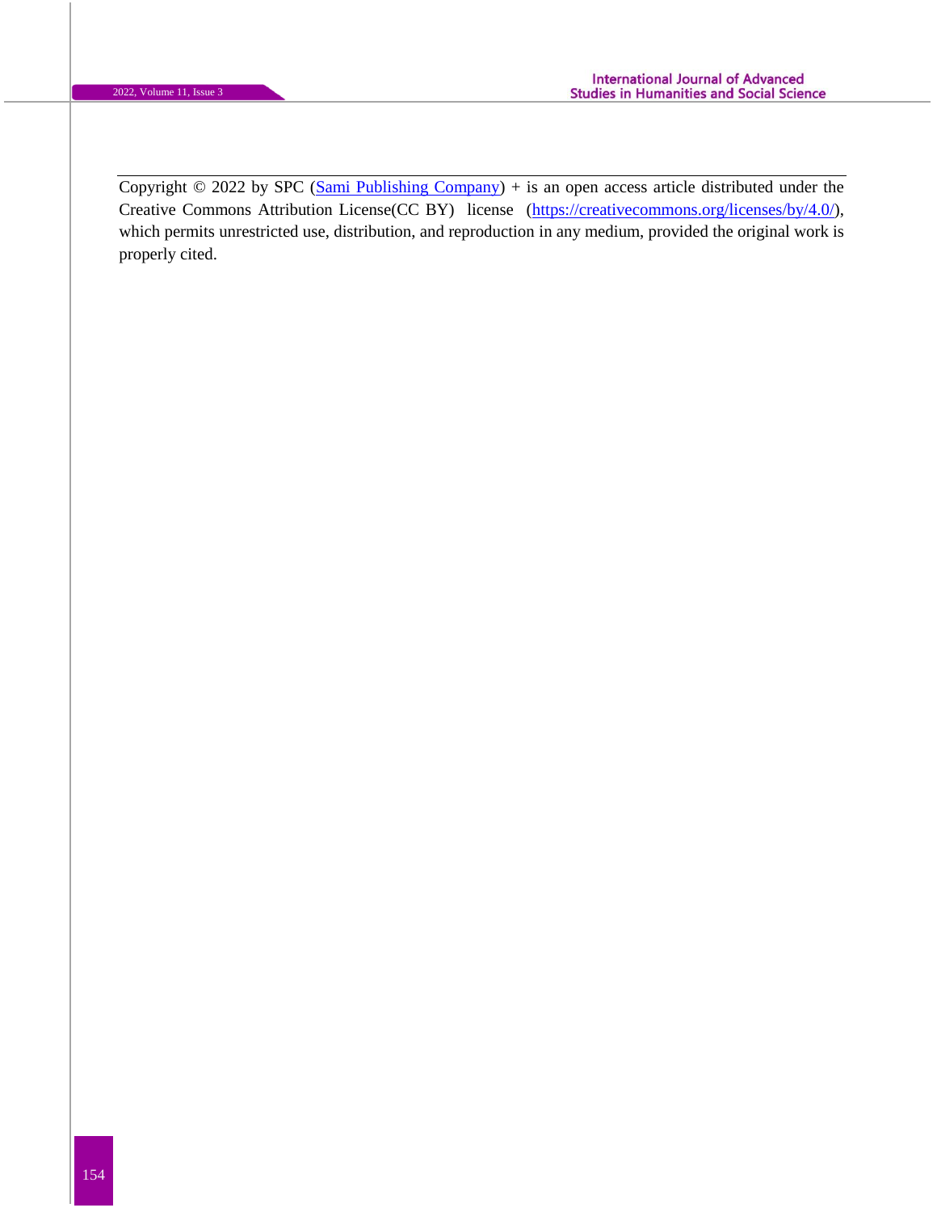Copyright © 2022 by SPC ([Sami Publishing Company](Sami Publishing Company)) + is an open access article distributed under the Creative Commons Attribution License(CC BY) license ([https://creativecommons.org/licenses/by/4.0/](https://creativecommons.org/licenses/by/4.0/)), which permits unrestricted use, distribution, and reproduction in any medium, provided the original work is properly cited.